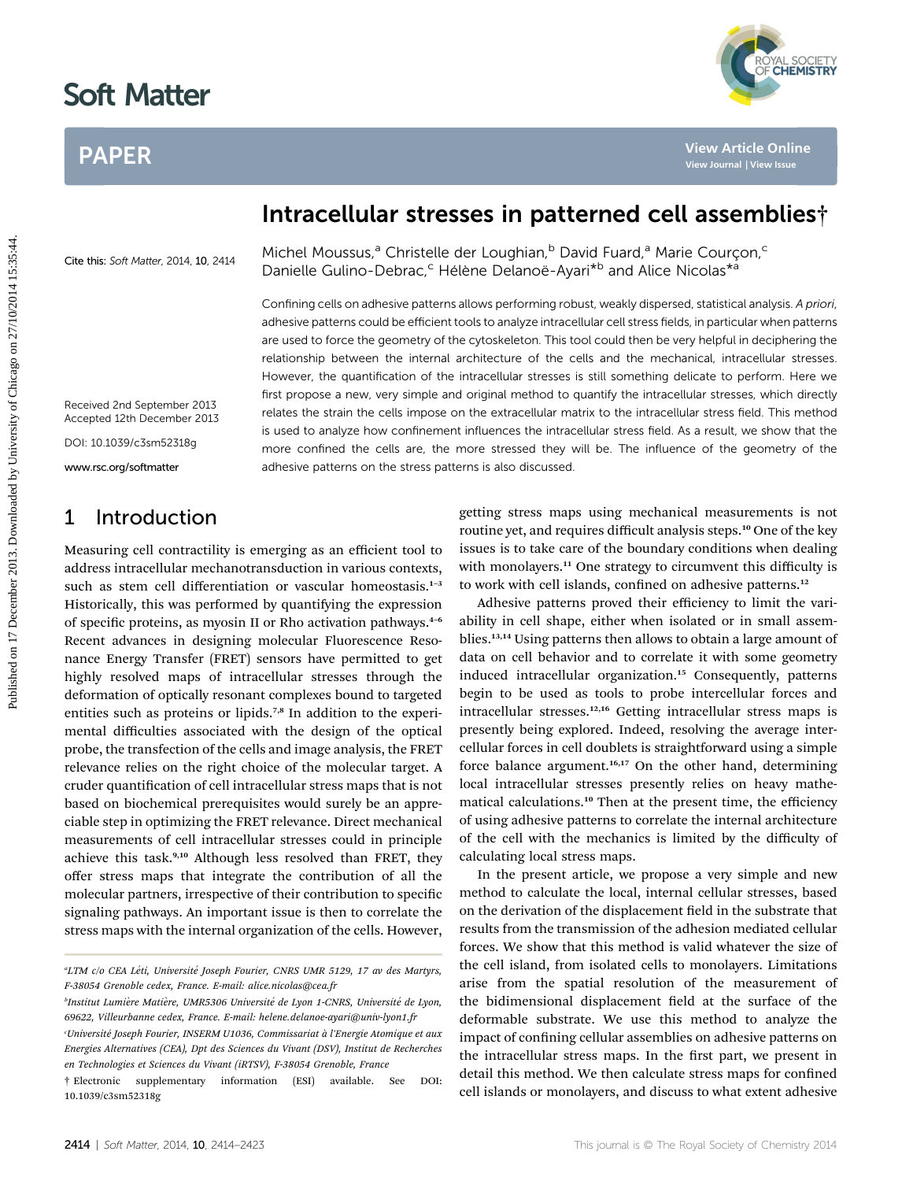# Soft Matter

## PAPER

# Intracellular stresses in patterned cell assemblies†

Michel Moussus,[a] Christelle der Loughian,[b] David Fuard,[a] Marie Courçon,[c] Danielle Gulino-Debrac,[c] Hélène Delanoë-Ayari*[b] and Alice Nicolas*[a]

Cite this: *Soft Matter*, 2014, **10**, 2414

Received 2nd September 2013
Accepted 12th December 2013

DOI: 10.1039/c3sm52318g

www.rsc.org/softmatter

Confining cells on adhesive patterns allows performing robust, weakly dispersed, statistical analysis. *A priori*, adhesive patterns could be efficient tools to analyze intracellular cell stress fields, in particular when patterns are used to force the geometry of the cytoskeleton. This tool could then be very helpful in deciphering the relationship between the internal architecture of the cells and the mechanical, intracellular stresses. However, the quantification of the intracellular stresses is still something delicate to perform. Here we first propose a new, very simple and original method to quantify the intracellular stresses, which directly relates the strain the cells impose on the extracellular matrix to the intracellular stress field. This method is used to analyze how confinement influences the intracellular stress field. As a result, we show that the more confined the cells are, the more stressed they will be. The influence of the geometry of the adhesive patterns on the stress patterns is also discussed.

## 1 Introduction

Measuring cell contractility is emerging as an efficient tool to address intracellular mechanotransduction in various contexts, such as stem cell differentiation or vascular homeostasis.[1–3] Historically, this was performed by quantifying the expression of specific proteins, as myosin II or Rho activation pathways.[4–6] Recent advances in designing molecular Fluorescence Resonance Energy Transfer (FRET) sensors have permitted to get highly resolved maps of intracellular stresses through the deformation of optically resonant complexes bound to targeted entities such as proteins or lipids.[7,8] In addition to the experimental difficulties associated with the design of the optical probe, the transfection of the cells and image analysis, the FRET relevance relies on the right choice of the molecular target. A cruder quantification of cell intracellular stress maps that is not based on biochemical prerequisites would surely be an appreciable step in optimizing the FRET relevance. Direct mechanical measurements of cell intracellular stresses could in principle achieve this task.[9,10] Although less resolved than FRET, they offer stress maps that integrate the contribution of all the molecular partners, irrespective of their contribution to specific signaling pathways. An important issue is then to correlate the stress maps with the internal organization of the cells. However, getting stress maps using mechanical measurements is not routine yet, and requires difficult analysis steps.[10] One of the key issues is to take care of the boundary conditions when dealing with monolayers.[11] One strategy to circumvent this difficulty is to work with cell islands, confined on adhesive patterns.[12]

Adhesive patterns proved their efficiency to limit the variability in cell shape, either when isolated or in small assemblies.[13,14] Using patterns then allows to obtain a large amount of data on cell behavior and to correlate it with some geometry induced intracellular organization.[15] Consequently, patterns begin to be used as tools to probe intercellular forces and intracellular stresses.[12,16] Getting intracellular stress maps is presently being explored. Indeed, resolving the average intercellular forces in cell doublets is straightforward using a simple force balance argument.[16,17] On the other hand, determining local intracellular stresses presently relies on heavy mathematical calculations.[10] Then at the present time, the efficiency of using adhesive patterns to correlate the internal architecture of the cell with the mechanics is limited by the difficulty of calculating local stress maps.

In the present article, we propose a very simple and new method to calculate the local, internal cellular stresses, based on the derivation of the displacement field in the substrate that results from the transmission of the adhesion mediated cellular forces. We show that this method is valid whatever the size of the cell island, from isolated cells to monolayers. Limitations arise from the spatial resolution of the measurement of the bidimensional displacement field at the surface of the deformable substrate. We use this method to analyze the impact of confining cellular assemblies on adhesive patterns on the intracellular stress maps. In the first part, we present in detail this method. We then calculate stress maps for confined cell islands or monolayers, and discuss to what extent adhesive

[a] LTM c/o CEA Léti, Université Joseph Fourier, CNRS UMR 5129, 17 av des Martyrs, F-38054 Grenoble cedex, France. E-mail: alice.nicolas@cea.fr

[b] Institut Lumière Matière, UMR5306 Université de Lyon 1-CNRS, Université de Lyon, 69622, Villeurbanne cedex, France. E-mail: helene.delanoe-ayari@univ-lyon1.fr

[c] Université Joseph Fourier, INSERM U1036, Commissariat à l'Energie Atomique et aux Energies Alternatives (CEA), Dpt des Sciences du Vivant (DSV), Institut de Recherches en Technologies et Sciences du Vivant (iRTSV), F-38054 Grenoble, France

† Electronic supplementary information (ESI) available. See DOI: 10.1039/c3sm52318g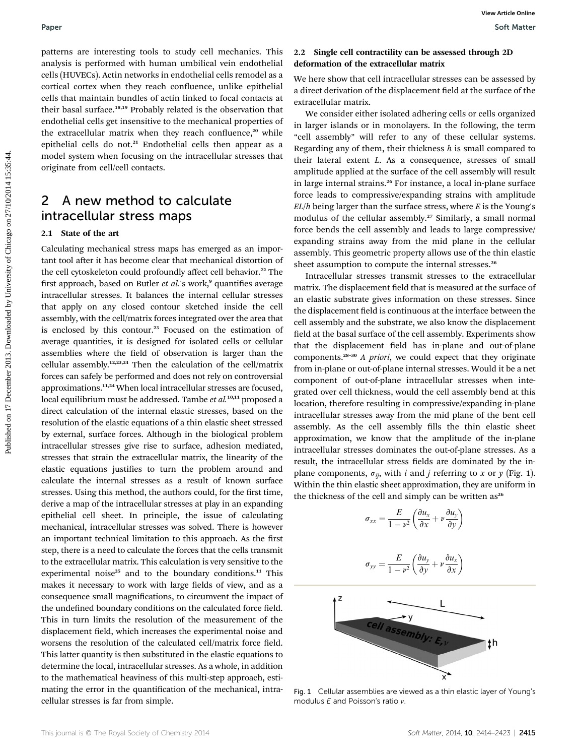patterns are interesting tools to study cell mechanics. This analysis is performed with human umbilical vein endothelial cells (HUVECs). Actin networks in endothelial cells remodel as a cortical cortex when they reach confluence, unlike epithelial cells that maintain bundles of actin linked to focal contacts at their basal surface.[18,19] Probably related is the observation that endothelial cells get insensitive to the mechanical properties of the extracellular matrix when they reach confluence,[20] while epithelial cells do not.[21] Endothelial cells then appear as a model system when focusing on the intracellular stresses that originate from cell/cell contacts.

## 2 A new method to calculate intracellular stress maps

### 2.1 State of the art

Calculating mechanical stress maps has emerged as an important tool after it has become clear that mechanical distortion of the cell cytoskeleton could profoundly affect cell behavior.[22] The first approach, based on Butler *et al.*'s work,[9] quantifies average intracellular stresses. It balances the internal cellular stresses that apply on any closed contour sketched inside the cell assembly, with the cell/matrix forces integrated over the area that is enclosed by this contour.[23] Focused on the estimation of average quantities, it is designed for isolated cells or cellular assemblies where the field of observation is larger than the cellular assembly.[12,23,24] Then the calculation of the cell/matrix forces can safely be performed and does not rely on controversial approximations.[11,24] When local intracellular stresses are focused, local equilibrium must be addressed. Tambe *et al.*[10,11] proposed a direct calculation of the internal elastic stresses, based on the resolution of the elastic equations of a thin elastic sheet stressed by external, surface forces. Although in the biological problem intracellular stresses give rise to surface, adhesion mediated, stresses that strain the extracellular matrix, the linearity of the elastic equations justifies to turn the problem around and calculate the internal stresses as a result of known surface stresses. Using this method, the authors could, for the first time, derive a map of the intracellular stresses at play in an expanding epithelial cell sheet. In principle, the issue of calculating mechanical, intracellular stresses was solved. There is however an important technical limitation to this approach. As the first step, there is a need to calculate the forces that the cells transmit to the extracellular matrix. This calculation is very sensitive to the experimental noise[25] and to the boundary conditions.[11] This makes it necessary to work with large fields of view, and as a consequence small magnifications, to circumvent the impact of the undefined boundary conditions on the calculated force field. This in turn limits the resolution of the measurement of the displacement field, which increases the experimental noise and worsens the resolution of the calculated cell/matrix force field. This latter quantity is then substituted in the elastic equations to determine the local, intracellular stresses. As a whole, in addition to the mathematical heaviness of this multi-step approach, estimating the error in the quantification of the mechanical, intracellular stresses is far from simple.

### 2.2 Single cell contractility can be assessed through 2D deformation of the extracellular matrix

We here show that cell intracellular stresses can be assessed by a direct derivation of the displacement field at the surface of the extracellular matrix.

We consider either isolated adhering cells or cells organized in larger islands or in monolayers. In the following, the term "cell assembly" will refer to any of these cellular systems. Regarding any of them, their thickness $h$ is small compared to their lateral extent $L$. As a consequence, stresses of small amplitude applied at the surface of the cell assembly will result in large internal strains.[26] For instance, a local in-plane surface force leads to compressive/expanding strains with amplitude $EL/h$ being larger than the surface stress, where $E$ is the Young's modulus of the cellular assembly.[27] Similarly, a small normal force bends the cell assembly and leads to large compressive/expanding strains away from the mid plane in the cellular assembly. This geometric property allows use of the thin elastic sheet assumption to compute the internal stresses.[26]

Intracellular stresses transmit stresses to the extracellular matrix. The displacement field that is measured at the surface of an elastic substrate gives information on these stresses. Since the displacement field is continuous at the interface between the cell assembly and the substrate, we also know the displacement field at the basal surface of the cell assembly. Experiments show that the displacement field has in-plane and out-of-plane components.[28–30] *A priori*, we could expect that they originate from in-plane or out-of-plane internal stresses. Would it be a net component of out-of-plane intracellular stresses when integrated over cell thickness, would the cell assembly bend at this location, therefore resulting in compressive/expanding in-plane intracellular stresses away from the mid plane of the bent cell assembly. As the cell assembly fills the thin elastic sheet approximation, we know that the amplitude of the in-plane intracellular stresses dominates the out-of-plane stresses. As a result, the intracellular stress fields are dominated by the in-plane components, $\sigma_{ij}$, with $i$ and $j$ referring to $x$ or $y$ (Fig. 1). Within the thin elastic sheet approximation, they are uniform in the thickness of the cell and simply can be written as[26]

$$\sigma_{xx} = \frac{E}{1-\nu^2}\left(\frac{\partial u_x}{\partial x} + \nu \frac{\partial u_y}{\partial y}\right)$$

$$\sigma_{yy} = \frac{E}{1-\nu^2}\left(\frac{\partial u_y}{\partial y} + \nu \frac{\partial u_x}{\partial x}\right)$$

Fig. 1 Cellular assemblies are viewed as a thin elastic layer of Young's modulus $E$ and Poisson's ratio $\nu$.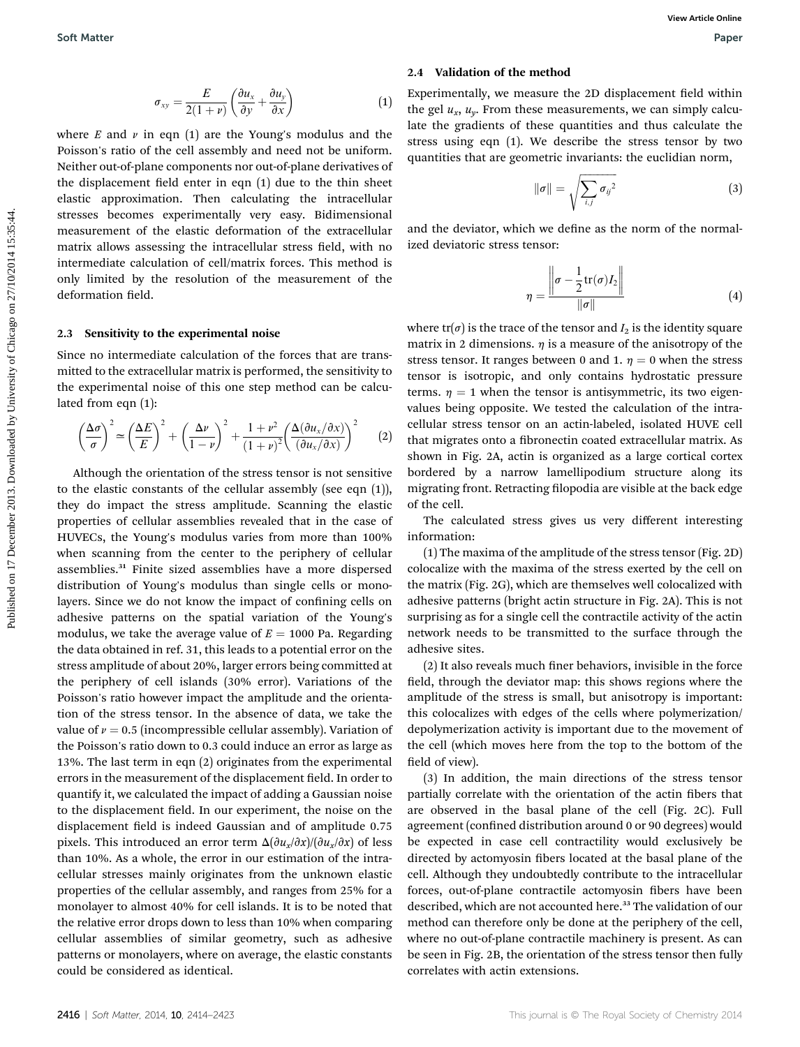$$\sigma_{xy} = \frac{E}{2(1+\nu)}\left(\frac{\partial u_x}{\partial y} + \frac{\partial u_y}{\partial x}\right) \tag{1}$$

where $E$ and $\nu$ in eqn (1) are the Young's modulus and the Poisson's ratio of the cell assembly and need not be uniform. Neither out-of-plane components nor out-of-plane derivatives of the displacement field enter in eqn (1) due to the thin sheet elastic approximation. Then calculating the intracellular stresses becomes experimentally very easy. Bidimensional measurement of the elastic deformation of the extracellular matrix allows assessing the intracellular stress field, with no intermediate calculation of cell/matrix forces. This method is only limited by the resolution of the measurement of the deformation field.

### 2.3 Sensitivity to the experimental noise

Since no intermediate calculation of the forces that are transmitted to the extracellular matrix is performed, the sensitivity to the experimental noise of this one step method can be calculated from eqn (1):

$$\left(\frac{\Delta\sigma}{\sigma}\right)^2 \simeq \left(\frac{\Delta E}{E}\right)^2 + \left(\frac{\Delta\nu}{1-\nu}\right)^2 + \frac{1+\nu^2}{(1+\nu)^2}\left(\frac{\Delta(\partial u_x/\partial x)}{(\partial u_x/\partial x)}\right)^2 \tag{2}$$

Although the orientation of the stress tensor is not sensitive to the elastic constants of the cellular assembly (see eqn (1)), they do impact the stress amplitude. Scanning the elastic properties of cellular assemblies revealed that in the case of HUVECs, the Young's modulus varies from more than 100% when scanning from the center to the periphery of cellular assemblies.[31] Finite sized assemblies have a more dispersed distribution of Young's modulus than single cells or monolayers. Since we do not know the impact of confining cells on adhesive patterns on the spatial variation of the Young's modulus, we take the average value of $E = 1000$ Pa. Regarding the data obtained in ref. 31, this leads to a potential error on the stress amplitude of about 20%, larger errors being committed at the periphery of cell islands (30% error). Variations of the Poisson's ratio however impact the amplitude and the orientation of the stress tensor. In the absence of data, we take the value of $\nu = 0.5$ (incompressible cellular assembly). Variation of the Poisson's ratio down to 0.3 could induce an error as large as 13%. The last term in eqn (2) originates from the experimental errors in the measurement of the displacement field. In order to quantify it, we calculated the impact of adding a Gaussian noise to the displacement field. In our experiment, the noise on the displacement field is indeed Gaussian and of amplitude 0.75 pixels. This introduced an error term $\Delta(\partial u_x/\partial x)/(\partial u_x/\partial x)$ of less than 10%. As a whole, the error in our estimation of the intracellular stresses mainly originates from the unknown elastic properties of the cellular assembly, and ranges from 25% for a monolayer to almost 40% for cell islands. It is to be noted that the relative error drops down to less than 10% when comparing cellular assemblies of similar geometry, such as adhesive patterns or monolayers, where on average, the elastic constants could be considered as identical.

### 2.4 Validation of the method

Experimentally, we measure the 2D displacement field within the gel $u_x$, $u_y$. From these measurements, we can simply calculate the gradients of these quantities and thus calculate the stress using eqn (1). We describe the stress tensor by two quantities that are geometric invariants: the euclidian norm,

$$\|\sigma\| = \sqrt{\sum_{i,j} {\sigma_{ij}}^2} \tag{3}$$

and the deviator, which we define as the norm of the normalized deviatoric stress tensor:

$$\eta = \frac{\left\|\sigma - \frac{1}{2}\mathrm{tr}(\sigma)I_2\right\|}{\|\sigma\|} \tag{4}$$

where $\mathrm{tr}(\sigma)$ is the trace of the tensor and $I_2$ is the identity square matrix in 2 dimensions. $\eta$ is a measure of the anisotropy of the stress tensor. It ranges between 0 and 1. $\eta = 0$ when the stress tensor is isotropic, and only contains hydrostatic pressure terms. $\eta = 1$ when the tensor is antisymmetric, its two eigenvalues being opposite. We tested the calculation of the intracellular stress tensor on an actin-labeled, isolated HUVE cell that migrates onto a fibronectin coated extracellular matrix. As shown in Fig. 2A, actin is organized as a large cortical cortex bordered by a narrow lamellipodium structure along its migrating front. Retracting filopodia are visible at the back edge of the cell.

The calculated stress gives us very different interesting information:

(1) The maxima of the amplitude of the stress tensor (Fig. 2D) colocalize with the maxima of the stress exerted by the cell on the matrix (Fig. 2G), which are themselves well colocalized with adhesive patterns (bright actin structure in Fig. 2A). This is not surprising as for a single cell the contractile activity of the actin network needs to be transmitted to the surface through the adhesive sites.

(2) It also reveals much finer behaviors, invisible in the force field, through the deviator map: this shows regions where the amplitude of the stress is small, but anisotropy is important: this colocalizes with edges of the cells where polymerization/depolymerization activity is important due to the movement of the cell (which moves here from the top to the bottom of the field of view).

(3) In addition, the main directions of the stress tensor partially correlate with the orientation of the actin fibers that are observed in the basal plane of the cell (Fig. 2C). Full agreement (confined distribution around 0 or 90 degrees) would be expected in case cell contractility would exclusively be directed by actomyosin fibers located at the basal plane of the cell. Although they undoubtedly contribute to the intracellular forces, out-of-plane contractile actomyosin fibers have been described, which are not accounted here.[33] The validation of our method can therefore only be done at the periphery of the cell, where no out-of-plane contractile machinery is present. As can be seen in Fig. 2B, the orientation of the stress tensor then fully correlates with actin extensions.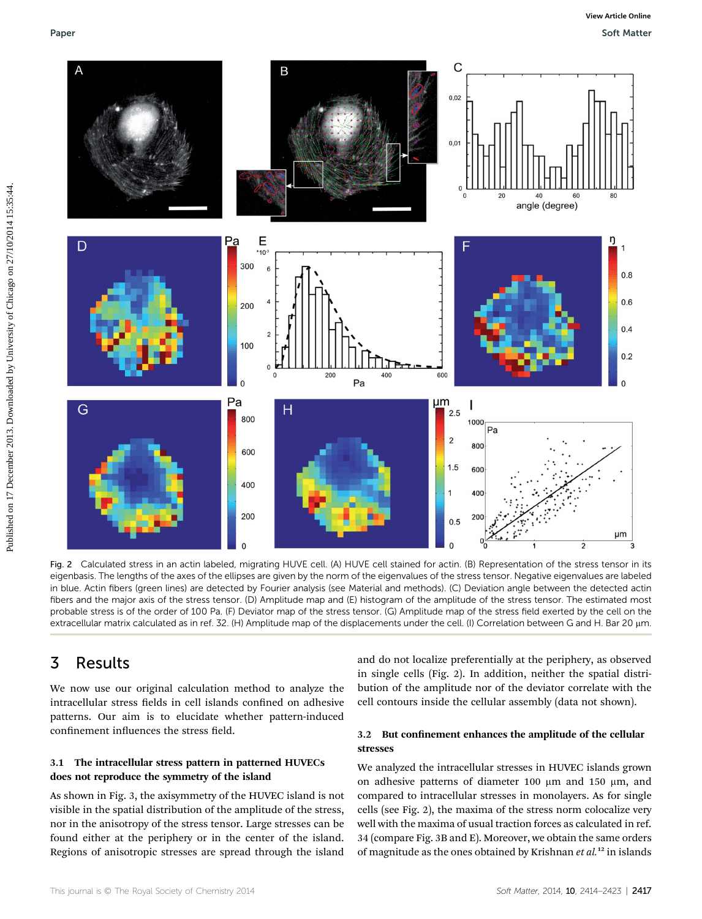Fig. 2 Calculated stress in an actin labeled, migrating HUVE cell. (A) HUVE cell stained for actin. (B) Representation of the stress tensor in its eigenbasis. The lengths of the axes of the ellipses are given by the norm of the eigenvalues of the stress tensor. Negative eigenvalues are labeled in blue. Actin fibers (green lines) are detected by Fourier analysis (see Material and methods). (C) Deviation angle between the detected actin fibers and the major axis of the stress tensor. (D) Amplitude map and (E) histogram of the amplitude of the stress tensor. The estimated most probable stress is of the order of 100 Pa. (F) Deviator map of the stress tensor. (G) Amplitude map of the stress field exerted by the cell on the extracellular matrix calculated as in ref. 32. (H) Amplitude map of the displacements under the cell. (I) Correlation between G and H. Bar 20 μm.

# 3 Results

We now use our original calculation method to analyze the intracellular stress fields in cell islands confined on adhesive patterns. Our aim is to elucidate whether pattern-induced confinement influences the stress field.

## 3.1 The intracellular stress pattern in patterned HUVECs does not reproduce the symmetry of the island

As shown in Fig. 3, the axisymmetry of the HUVEC island is not visible in the spatial distribution of the amplitude of the stress, nor in the anisotropy of the stress tensor. Large stresses can be found either at the periphery or in the center of the island. Regions of anisotropic stresses are spread through the island and do not localize preferentially at the periphery, as observed in single cells (Fig. 2). In addition, neither the spatial distribution of the amplitude nor of the deviator correlate with the cell contours inside the cellular assembly (data not shown).

## 3.2 But confinement enhances the amplitude of the cellular stresses

We analyzed the intracellular stresses in HUVEC islands grown on adhesive patterns of diameter 100 μm and 150 μm, and compared to intracellular stresses in monolayers. As for single cells (see Fig. 2), the maxima of the stress norm colocalize very well with the maxima of usual traction forces as calculated in ref. 34 (compare Fig. 3B and E). Moreover, we obtain the same orders of magnitude as the ones obtained by Krishnan *et al.*[12] in islands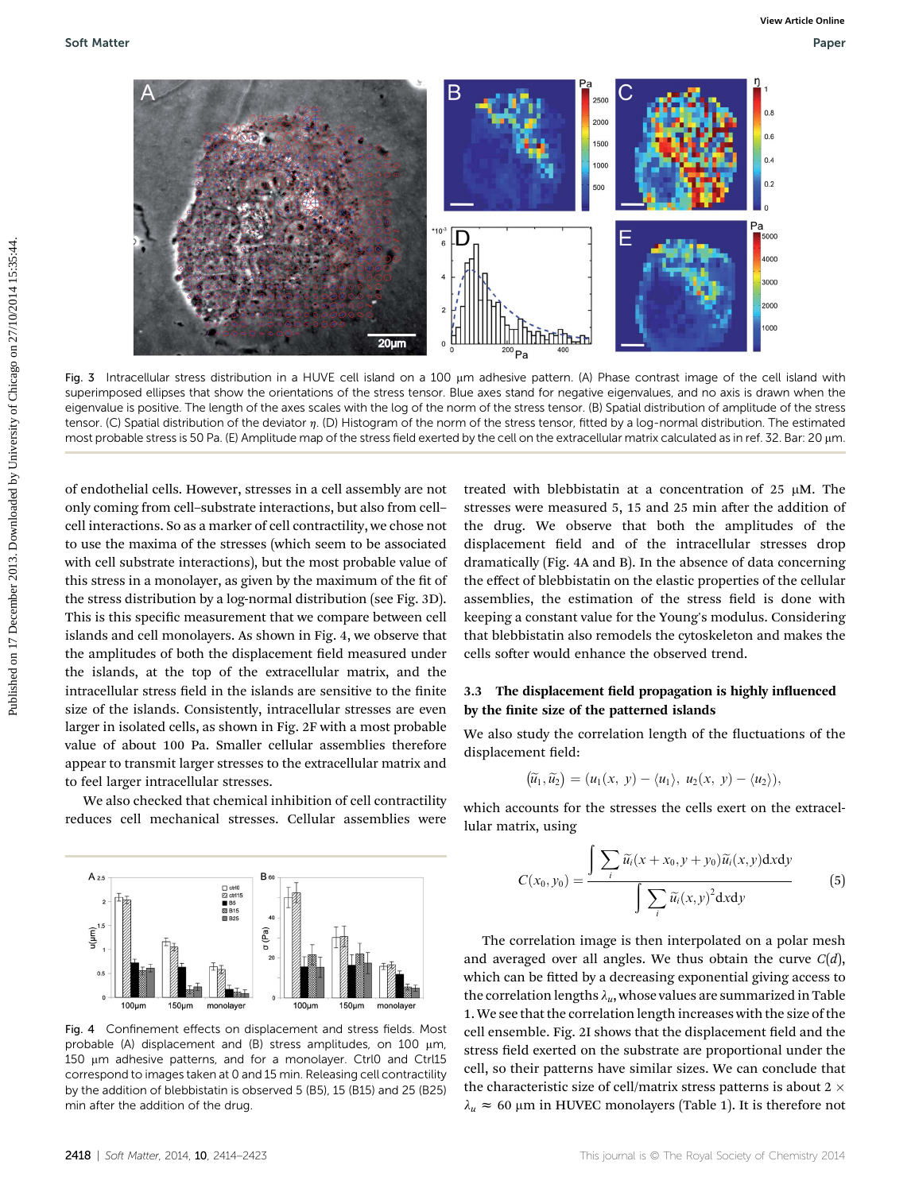Fig. 3 Intracellular stress distribution in a HUVE cell island on a 100 μm adhesive pattern. (A) Phase contrast image of the cell island with superimposed ellipses that show the orientations of the stress tensor. Blue axes stand for negative eigenvalues, and no axis is drawn when the eigenvalue is positive. The length of the axes scales with the log of the norm of the stress tensor. (B) Spatial distribution of amplitude of the stress tensor. (C) Spatial distribution of the deviator $\eta$. (D) Histogram of the norm of the stress tensor, fitted by a log-normal distribution. The estimated most probable stress is 50 Pa. (E) Amplitude map of the stress field exerted by the cell on the extracellular matrix calculated as in ref. 32. Bar: 20 μm.

of endothelial cells. However, stresses in a cell assembly are not only coming from cell–substrate interactions, but also from cell–cell interactions. So as a marker of cell contractility, we chose not to use the maxima of the stresses (which seem to be associated with cell substrate interactions), but the most probable value of this stress in a monolayer, as given by the maximum of the fit of the stress distribution by a log-normal distribution (see Fig. 3D). This is this specific measurement that we compare between cell islands and cell monolayers. As shown in Fig. 4, we observe that the amplitudes of both the displacement field measured under the islands, at the top of the extracellular matrix, and the intracellular stress field in the islands are sensitive to the finite size of the islands. Consistently, intracellular stresses are even larger in isolated cells, as shown in Fig. 2F with a most probable value of about 100 Pa. Smaller cellular assemblies therefore appear to transmit larger stresses to the extracellular matrix and to feel larger intracellular stresses.

We also checked that chemical inhibition of cell contractility reduces cell mechanical stresses. Cellular assemblies were treated with blebbistatin at a concentration of 25 μM. The stresses were measured 5, 15 and 25 min after the addition of the drug. We observe that both the amplitudes of the displacement field and of the intracellular stresses drop dramatically (Fig. 4A and B). In the absence of data concerning the effect of blebbistatin on the elastic properties of the cellular assemblies, the estimation of the stress field is done with keeping a constant value for the Young's modulus. Considering that blebbistatin also remodels the cytoskeleton and makes the cells softer would enhance the observed trend.

Fig. 4 Confinement effects on displacement and stress fields. Most probable (A) displacement and (B) stress amplitudes, on 100 μm, 150 μm adhesive patterns, and for a monolayer. Ctrl0 and Ctrl15 correspond to images taken at 0 and 15 min. Releasing cell contractility by the addition of blebbistatin is observed 5 (B5), 15 (B15) and 25 (B25) min after the addition of the drug.

### 3.3 The displacement field propagation is highly influenced by the finite size of the patterned islands

We also study the correlation length of the fluctuations of the displacement field:

$$(\tilde{u}_1, \tilde{u}_2) = (u_1(x, y) - \langle u_1 \rangle,\ u_2(x, y) - \langle u_2 \rangle),$$

which accounts for the stresses the cells exert on the extracellular matrix, using

$$C(x_0, y_0) = \frac{\int \sum_i \tilde{u}_i(x + x_0, y + y_0)\tilde{u}_i(x, y)\mathrm{d}x\mathrm{d}y}{\int \sum_i \tilde{u}_i(x, y)^2 \mathrm{d}x\mathrm{d}y} \tag{5}$$

The correlation image is then interpolated on a polar mesh and averaged over all angles. We thus obtain the curve $C(d)$, which can be fitted by a decreasing exponential giving access to the correlation lengths $\lambda_u$, whose values are summarized in Table 1. We see that the correlation length increases with the size of the cell ensemble. Fig. 2I shows that the displacement field and the stress field exerted on the substrate are proportional under the cell, so their patterns have similar sizes. We can conclude that the characteristic size of cell/matrix stress patterns is about $2 \times \lambda_u \approx 60$ μm in HUVEC monolayers (Table 1). It is therefore not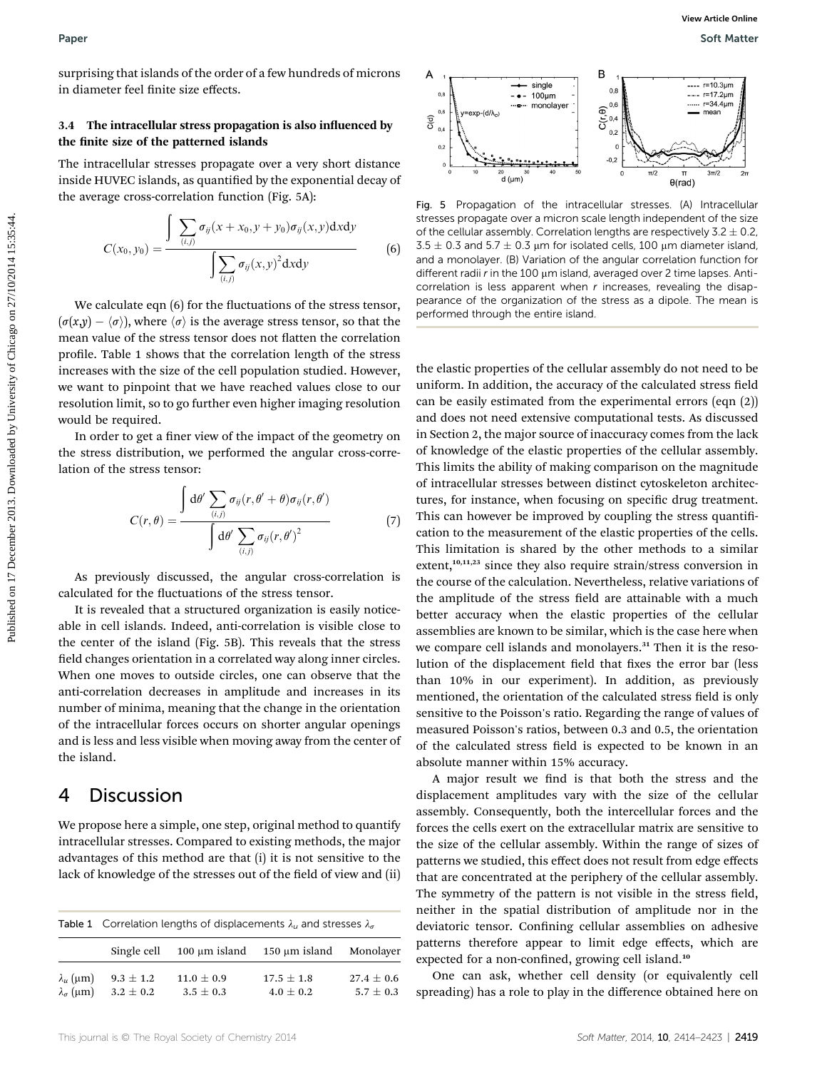surprising that islands of the order of a few hundreds of microns in diameter feel finite size effects.

### 3.4 The intracellular stress propagation is also influenced by the finite size of the patterned islands

The intracellular stresses propagate over a very short distance inside HUVEC islands, as quantified by the exponential decay of the average cross-correlation function (Fig. 5A):

$$C(x_0, y_0) = \frac{\int \sum_{(i,j)} \sigma_{ij}(x + x_0, y + y_0)\sigma_{ij}(x, y)\mathrm{d}x\mathrm{d}y}{\int \sum_{(i,j)} \sigma_{ij}(x, y)^2 \mathrm{d}x\mathrm{d}y} \tag{6}$$

We calculate eqn (6) for the fluctuations of the stress tensor, $(\sigma(x,y) - \langle\sigma\rangle)$, where $\langle\sigma\rangle$ is the average stress tensor, so that the mean value of the stress tensor does not flatten the correlation profile. Table 1 shows that the correlation length of the stress increases with the size of the cell population studied. However, we want to pinpoint that we have reached values close to our resolution limit, so to go further even higher imaging resolution would be required.

In order to get a finer view of the impact of the geometry on the stress distribution, we performed the angular cross-correlation of the stress tensor:

$$C(r, \theta) = \frac{\int \mathrm{d}\theta' \sum_{(i,j)} \sigma_{ij}(r, \theta' + \theta)\sigma_{ij}(r, \theta')}{\int \mathrm{d}\theta' \sum_{(i,j)} \sigma_{ij}(r, \theta')^2} \tag{7}$$

As previously discussed, the angular cross-correlation is calculated for the fluctuations of the stress tensor.

It is revealed that a structured organization is easily noticeable in cell islands. Indeed, anti-correlation is visible close to the center of the island (Fig. 5B). This reveals that the stress field changes orientation in a correlated way along inner circles. When one moves to outside circles, one can observe that the anti-correlation decreases in amplitude and increases in its number of minima, meaning that the change in the orientation of the intracellular forces occurs on shorter angular openings and is less and less visible when moving away from the center of the island.

Fig. 5 Propagation of the intracellular stresses. (A) Intracellular stresses propagate over a micron scale length independent of the size of the cellular assembly. Correlation lengths are respectively $3.2 \pm 0.2$, $3.5 \pm 0.3$ and $5.7 \pm 0.3$ μm for isolated cells, 100 μm diameter island, and a monolayer. (B) Variation of the angular correlation function for different radii $r$ in the 100 μm island, averaged over 2 time lapses. Anti-correlation is less apparent when $r$ increases, revealing the disappearance of the organization of the stress as a dipole. The mean is performed through the entire island.

# 4 Discussion

We propose here a simple, one step, original method to quantify intracellular stresses. Compared to existing methods, the major advantages of this method are that (i) it is not sensitive to the lack of knowledge of the stresses out of the field of view and (ii) the elastic properties of the cellular assembly do not need to be uniform. In addition, the accuracy of the calculated stress field can be easily estimated from the experimental errors (eqn (2)) and does not need extensive computational tests. As discussed in Section 2, the major source of inaccuracy comes from the lack of knowledge of the elastic properties of the cellular assembly. This limits the ability of making comparison on the magnitude of intracellular stresses between distinct cytoskeleton architectures, for instance, when focusing on specific drug treatment. This can however be improved by coupling the stress quantification to the measurement of the elastic properties of the cells. This limitation is shared by the other methods to a similar extent,[10,11,23] since they also require strain/stress conversion in the course of the calculation. Nevertheless, relative variations of the amplitude of the stress field are attainable with a much better accuracy when the elastic properties of the cellular assemblies are known to be similar, which is the case here when we compare cell islands and monolayers.[31] Then it is the resolution of the displacement field that fixes the error bar (less than 10% in our experiment). In addition, as previously mentioned, the orientation of the calculated stress field is only sensitive to the Poisson's ratio. Regarding the range of values of measured Poisson's ratios, between 0.3 and 0.5, the orientation of the calculated stress field is expected to be known in an absolute manner within 15% accuracy.

A major result we find is that both the stress and the displacement amplitudes vary with the size of the cellular assembly. Consequently, both the intercellular forces and the forces the cells exert on the extracellular matrix are sensitive to the size of the cellular assembly. Within the range of sizes of patterns we studied, this effect does not result from edge effects that are concentrated at the periphery of the cellular assembly. The symmetry of the pattern is not visible in the stress field, neither in the spatial distribution of amplitude nor in the deviatoric tensor. Confining cellular assemblies on adhesive patterns therefore appear to limit edge effects, which are expected for a non-confined, growing cell island.[10]

One can ask, whether cell density (or equivalently cell spreading) has a role to play in the difference obtained here on

Table 1 Correlation lengths of displacements $\lambda_u$ and stresses $\lambda_\sigma$

| | Single cell | 100 μm island | 150 μm island | Monolayer |
|---|---|---|---|---|
| $\lambda_u$ (μm) | $9.3 \pm 1.2$ | $11.0 \pm 0.9$ | $17.5 \pm 1.8$ | $27.4 \pm 0.6$ |
| $\lambda_\sigma$ (μm) | $3.2 \pm 0.2$ | $3.5 \pm 0.3$ | $4.0 \pm 0.2$ | $5.7 \pm 0.3$ |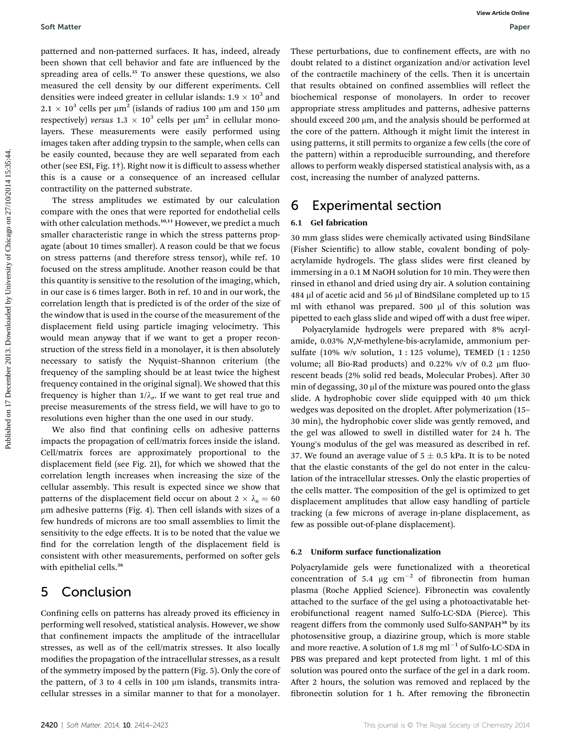patterned and non-patterned surfaces. It has, indeed, already been shown that cell behavior and fate are influenced by the spreading area of cells.[35] To answer these questions, we also measured the cell density by our different experiments. Cell densities were indeed greater in cellular islands: $1.9 \times 10^3$ and $2.1 \times 10^3$ cells per μm² (islands of radius 100 μm and 150 μm respectively) *versus* $1.3 \times 10^3$ cells per μm² in cellular monolayers. These measurements were easily performed using images taken after adding trypsin to the sample, when cells can be easily counted, because they are well separated from each other (see ESI, Fig. 1†). Right now it is difficult to assess whether this is a cause or a consequence of an increased cellular contractility on the patterned substrate.

The stress amplitudes we estimated by our calculation compare with the ones that were reported for endothelial cells with other calculation methods.[10,11] However, we predict a much smaller characteristic range in which the stress patterns propagate (about 10 times smaller). A reason could be that we focus on stress patterns (and therefore stress tensor), while ref. 10 focused on the stress amplitude. Another reason could be that this quantity is sensitive to the resolution of the imaging, which, in our case is 6 times larger. Both in ref. 10 and in our work, the correlation length that is predicted is of the order of the size of the window that is used in the course of the measurement of the displacement field using particle imaging velocimetry. This would mean anyway that if we want to get a proper reconstruction of the stress field in a monolayer, it is then absolutely necessary to satisfy the Nyquist–Shannon criterium (the frequency of the sampling should be at least twice the highest frequency contained in the original signal). We showed that this frequency is higher than $1/\lambda_\sigma$. If we want to get real true and precise measurements of the stress field, we will have to go to resolutions even higher than the one used in our study.

We also find that confining cells on adhesive patterns impacts the propagation of cell/matrix forces inside the island. Cell/matrix forces are approximately proportional to the displacement field (see Fig. 2I), for which we showed that the correlation length increases when increasing the size of the cellular assembly. This result is expected since we show that patterns of the displacement field occur on about $2 \times \lambda_u = 60$ μm adhesive patterns (Fig. 4). Then cell islands with sizes of a few hundreds of microns are too small assemblies to limit the sensitivity to the edge effects. It is to be noted that the value we find for the correlation length of the displacement field is consistent with other measurements, performed on softer gels with epithelial cells.[36]

## 5 Conclusion

Confining cells on patterns has already proved its efficiency in performing well resolved, statistical analysis. However, we show that confinement impacts the amplitude of the intracellular stresses, as well as of the cell/matrix stresses. It also locally modifies the propagation of the intracellular stresses, as a result of the symmetry imposed by the pattern (Fig. 5). Only the core of the pattern, of 3 to 4 cells in 100 μm islands, transmits intracellular stresses in a similar manner to that for a monolayer. These perturbations, due to confinement effects, are with no doubt related to a distinct organization and/or activation level of the contractile machinery of the cells. Then it is uncertain that results obtained on confined assemblies will reflect the biochemical response of monolayers. In order to recover appropriate stress amplitudes and patterns, adhesive patterns should exceed 200 μm, and the analysis should be performed at the core of the pattern. Although it might limit the interest in using patterns, it still permits to organize a few cells (the core of the pattern) within a reproducible surrounding, and therefore allows to perform weakly dispersed statistical analysis with, as a cost, increasing the number of analyzed patterns.

## 6 Experimental section

### 6.1 Gel fabrication

30 mm glass slides were chemically activated using BindSilane (Fisher Scientific) to allow stable, covalent bonding of polyacrylamide hydrogels. The glass slides were first cleaned by immersing in a 0.1 M NaOH solution for 10 min. They were then rinsed in ethanol and dried using dry air. A solution containing 484 μl of acetic acid and 56 μl of BindSilane completed up to 15 ml with ethanol was prepared. 500 μl of this solution was pipetted to each glass slide and wiped off with a dust free wiper.

Polyacrylamide hydrogels were prepared with 8% acrylamide, 0.03% *N*,*N*-methylene-bis-acrylamide, ammonium persulfate (10% w/v solution, 1 : 125 volume), TEMED (1 : 1250 volume; all Bio-Rad products) and 0.22% v/v of 0.2 μm fluorescent beads (2% solid red beads, Molecular Probes). After 30 min of degassing, 30 μl of the mixture was poured onto the glass slide. A hydrophobic cover slide equipped with 40 μm thick wedges was deposited on the droplet. After polymerization (15–30 min), the hydrophobic cover slide was gently removed, and the gel was allowed to swell in distilled water for 24 h. The Young's modulus of the gel was measured as described in ref. 37. We found an average value of $5 \pm 0.5$ kPa. It is to be noted that the elastic constants of the gel do not enter in the calculation of the intracellular stresses. Only the elastic properties of the cells matter. The composition of the gel is optimized to get displacement amplitudes that allow easy handling of particle tracking (a few microns of average in-plane displacement, as few as possible out-of-plane displacement).

### 6.2 Uniform surface functionalization

Polyacrylamide gels were functionalized with a theoretical concentration of 5.4 μg cm$^{-2}$ of fibronectin from human plasma (Roche Applied Science). Fibronectin was covalently attached to the surface of the gel using a photoactivatable heterobifunctional reagent named Sulfo-LC-SDA (Pierce). This reagent differs from the commonly used Sulfo-SANPAH[38] by its photosensitive group, a diazirine group, which is more stable and more reactive. A solution of 1.8 mg ml$^{-1}$ of Sulfo-LC-SDA in PBS was prepared and kept protected from light. 1 ml of this solution was poured onto the surface of the gel in a dark room. After 2 hours, the solution was removed and replaced by the fibronectin solution for 1 h. After removing the fibronectin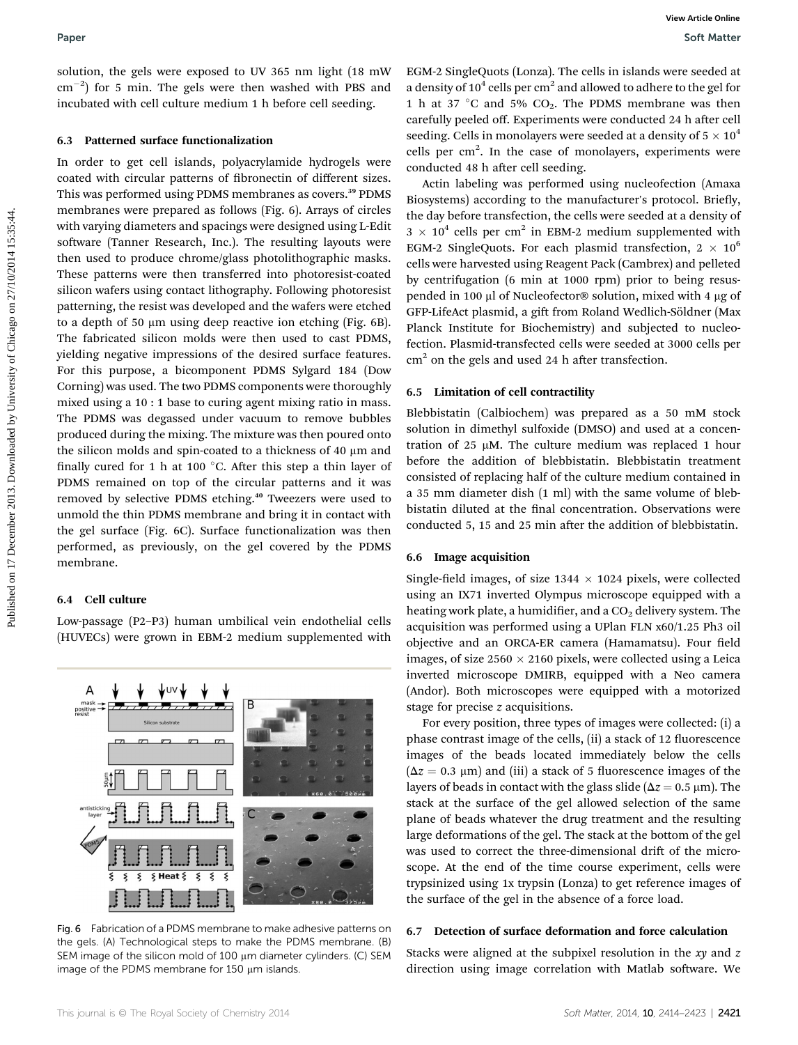solution, the gels were exposed to UV 365 nm light (18 mW $cm^{-2}$) for 5 min. The gels were then washed with PBS and incubated with cell culture medium 1 h before cell seeding.

### 6.3 Patterned surface functionalization

In order to get cell islands, polyacrylamide hydrogels were coated with circular patterns of fibronectin of different sizes. This was performed using PDMS membranes as covers.[39] PDMS membranes were prepared as follows (Fig. 6). Arrays of circles with varying diameters and spacings were designed using L-Edit software (Tanner Research, Inc.). The resulting layouts were then used to produce chrome/glass photolithographic masks. These patterns were then transferred into photoresist-coated silicon wafers using contact lithography. Following photoresist patterning, the resist was developed and the wafers were etched to a depth of 50 μm using deep reactive ion etching (Fig. 6B). The fabricated silicon molds were then used to cast PDMS, yielding negative impressions of the desired surface features. For this purpose, a bicomponent PDMS Sylgard 184 (Dow Corning) was used. The two PDMS components were thoroughly mixed using a 10 : 1 base to curing agent mixing ratio in mass. The PDMS was degassed under vacuum to remove bubbles produced during the mixing. The mixture was then poured onto the silicon molds and spin-coated to a thickness of 40 μm and finally cured for 1 h at 100 °C. After this step a thin layer of PDMS remained on top of the circular patterns and it was removed by selective PDMS etching.[40] Tweezers were used to unmold the thin PDMS membrane and bring it in contact with the gel surface (Fig. 6C). Surface functionalization was then performed, as previously, on the gel covered by the PDMS membrane.

### 6.4 Cell culture

Low-passage (P2–P3) human umbilical vein endothelial cells (HUVECs) were grown in EBM-2 medium supplemented with EGM-2 SingleQuots (Lonza). The cells in islands were seeded at a density of $10^4$ cells per $cm^2$ and allowed to adhere to the gel for 1 h at 37 °C and 5% $CO_2$. The PDMS membrane was then carefully peeled off. Experiments were conducted 24 h after cell seeding. Cells in monolayers were seeded at a density of $5 \times 10^4$ cells per $cm^2$. In the case of monolayers, experiments were conducted 48 h after cell seeding.

Actin labeling was performed using nucleofection (Amaxa Biosystems) according to the manufacturer's protocol. Briefly, the day before transfection, the cells were seeded at a density of $3 \times 10^4$ cells per $cm^2$ in EBM-2 medium supplemented with EGM-2 SingleQuots. For each plasmid transfection, $2 \times 10^6$ cells were harvested using Reagent Pack (Cambrex) and pelleted by centrifugation (6 min at 1000 rpm) prior to being resuspended in 100 μl of Nucleofector® solution, mixed with 4 μg of GFP-LifeAct plasmid, a gift from Roland Wedlich-Söldner (Max Planck Institute for Biochemistry) and subjected to nucleofection. Plasmid-transfected cells were seeded at 3000 cells per $cm^2$ on the gels and used 24 h after transfection.

Fig. 6 Fabrication of a PDMS membrane to make adhesive patterns on the gels. (A) Technological steps to make the PDMS membrane. (B) SEM image of the silicon mold of 100 μm diameter cylinders. (C) SEM image of the PDMS membrane for 150 μm islands.

### 6.5 Limitation of cell contractility

Blebbistatin (Calbiochem) was prepared as a 50 mM stock solution in dimethyl sulfoxide (DMSO) and used at a concentration of 25 μM. The culture medium was replaced 1 hour before the addition of blebbistatin. Blebbistatin treatment consisted of replacing half of the culture medium contained in a 35 mm diameter dish (1 ml) with the same volume of blebbistatin diluted at the final concentration. Observations were conducted 5, 15 and 25 min after the addition of blebbistatin.

### 6.6 Image acquisition

Single-field images, of size 1344 × 1024 pixels, were collected using an IX71 inverted Olympus microscope equipped with a heating work plate, a humidifier, and a $CO_2$ delivery system. The acquisition was performed using a UPlan FLN x60/1.25 Ph3 oil objective and an ORCA-ER camera (Hamamatsu). Four field images, of size 2560 × 2160 pixels, were collected using a Leica inverted microscope DMIRB, equipped with a Neo camera (Andor). Both microscopes were equipped with a motorized stage for precise $z$ acquisitions.

For every position, three types of images were collected: (i) a phase contrast image of the cells, (ii) a stack of 12 fluorescence images of the beads located immediately below the cells ($\Delta z = 0.3$ μm) and (iii) a stack of 5 fluorescence images of the layers of beads in contact with the glass slide ($\Delta z = 0.5$ μm). The stack at the surface of the gel allowed selection of the same plane of beads whatever the drug treatment and the resulting large deformations of the gel. The stack at the bottom of the gel was used to correct the three-dimensional drift of the microscope. At the end of the time course experiment, cells were trypsinized using 1x trypsin (Lonza) to get reference images of the surface of the gel in the absence of a force load.

### 6.7 Detection of surface deformation and force calculation

Stacks were aligned at the subpixel resolution in the $xy$ and $z$ direction using image correlation with Matlab software. We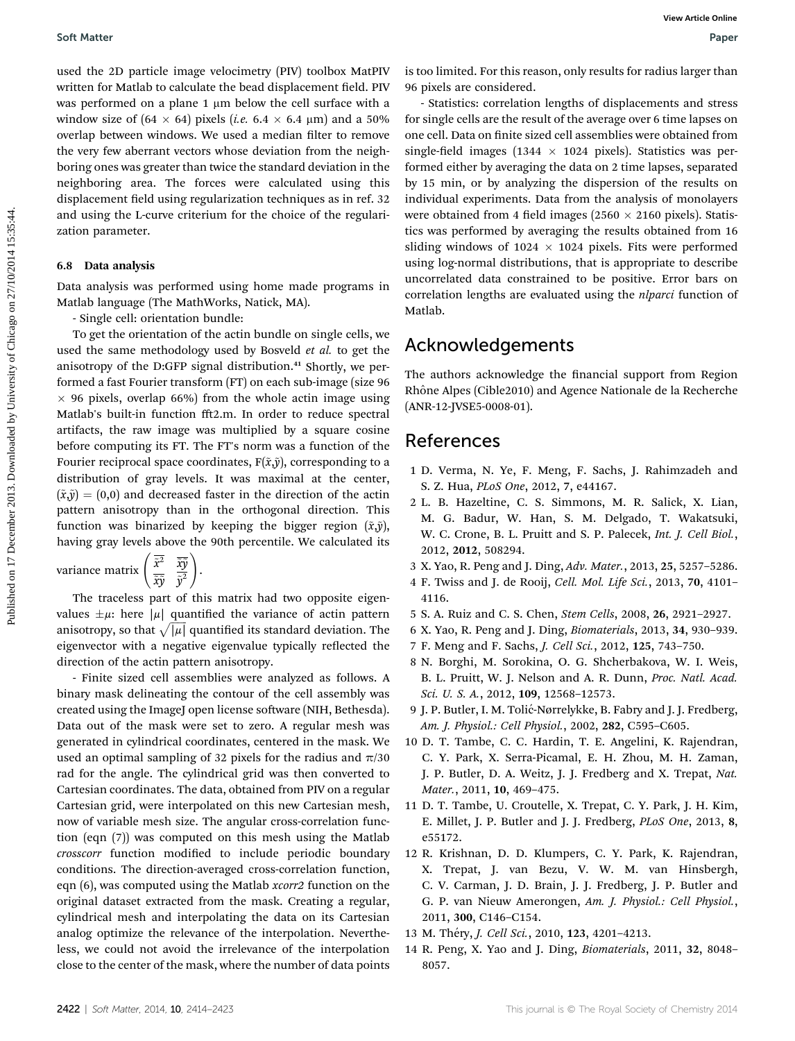used the 2D particle image velocimetry (PIV) toolbox MatPIV written for Matlab to calculate the bead displacement field. PIV was performed on a plane 1 μm below the cell surface with a window size of (64 × 64) pixels (*i.e.* 6.4 × 6.4 μm) and a 50% overlap between windows. We used a median filter to remove the very few aberrant vectors whose deviation from the neighboring ones was greater than twice the standard deviation in the neighboring area. The forces were calculated using this displacement field using regularization techniques as in ref. 32 and using the L-curve criterium for the choice of the regularization parameter.

### 6.8 Data analysis

Data analysis was performed using home made programs in Matlab language (The MathWorks, Natick, MA).

- Single cell: orientation bundle:

To get the orientation of the actin bundle on single cells, we used the same methodology used by Bosveld *et al.* to get the anisotropy of the D:GFP signal distribution.[41] Shortly, we performed a fast Fourier transform (FT) on each sub-image (size 96 × 96 pixels, overlap 66%) from the whole actin image using Matlab's built-in function fft2.m. In order to reduce spectral artifacts, the raw image was multiplied by a square cosine before computing its FT. The FT's norm was a function of the Fourier reciprocal space coordinates, $F(\tilde{x},\tilde{y})$, corresponding to a distribution of gray levels. It was maximal at the center, $(\tilde{x},\tilde{y}) = (0,0)$ and decreased faster in the direction of the actin pattern anisotropy than in the orthogonal direction. This function was binarized by keeping the bigger region $(\tilde{x},\tilde{y})$, having gray levels above the 90th percentile. We calculated its variance matrix $\begin{pmatrix} \overline{\tilde{x}^2} & \overline{\tilde{x}\tilde{y}} \\ \overline{\tilde{x}\tilde{y}} & \overline{\tilde{y}^2} \end{pmatrix}$.

The traceless part of this matrix had two opposite eigenvalues $\pm\mu$: here $|\mu|$ quantified the variance of actin pattern anisotropy, so that $\sqrt{|\mu|}$ quantified its standard deviation. The eigenvector with a negative eigenvalue typically reflected the direction of the actin pattern anisotropy.

- Finite sized cell assemblies were analyzed as follows. A binary mask delineating the contour of the cell assembly was created using the ImageJ open license software (NIH, Bethesda). Data out of the mask were set to zero. A regular mesh was generated in cylindrical coordinates, centered in the mask. We used an optimal sampling of 32 pixels for the radius and $\pi/30$ rad for the angle. The cylindrical grid was then converted to Cartesian coordinates. The data, obtained from PIV on a regular Cartesian grid, were interpolated on this new Cartesian mesh, now of variable mesh size. The angular cross-correlation function (eqn (7)) was computed on this mesh using the Matlab *crosscorr* function modified to include periodic boundary conditions. The direction-averaged cross-correlation function, eqn (6), was computed using the Matlab *xcorr2* function on the original dataset extracted from the mask. Creating a regular, cylindrical mesh and interpolating the data on its Cartesian analog optimize the relevance of the interpolation. Nevertheless, we could not avoid the irrelevance of the interpolation close to the center of the mask, where the number of data points is too limited. For this reason, only results for radius larger than 96 pixels are considered.

- Statistics: correlation lengths of displacements and stress for single cells are the result of the average over 6 time lapses on one cell. Data on finite sized cell assemblies were obtained from single-field images (1344 × 1024 pixels). Statistics was performed either by averaging the data on 2 time lapses, separated by 15 min, or by analyzing the dispersion of the results on individual experiments. Data from the analysis of monolayers were obtained from 4 field images (2560 × 2160 pixels). Statistics was performed by averaging the results obtained from 16 sliding windows of 1024 × 1024 pixels. Fits were performed using log-normal distributions, that is appropriate to describe uncorrelated data constrained to be positive. Error bars on correlation lengths are evaluated using the *nlparci* function of Matlab.

## Acknowledgements

The authors acknowledge the financial support from Region Rhône Alpes (Cible2010) and Agence Nationale de la Recherche (ANR-12-JVSE5-0008-01).

## References

1. D. Verma, N. Ye, F. Meng, F. Sachs, J. Rahimzadeh and S. Z. Hua, *PLoS One*, 2012, **7**, e44167.
2. L. B. Hazeltine, C. S. Simmons, M. R. Salick, X. Lian, M. G. Badur, W. Han, S. M. Delgado, T. Wakatsuki, W. C. Crone, B. L. Pruitt and S. P. Palecek, *Int. J. Cell Biol.*, 2012, **2012**, 508294.
3. X. Yao, R. Peng and J. Ding, *Adv. Mater.*, 2013, **25**, 5257–5286.
4. F. Twiss and J. de Rooij, *Cell. Mol. Life Sci.*, 2013, **70**, 4101–4116.
5. S. A. Ruiz and C. S. Chen, *Stem Cells*, 2008, **26**, 2921–2927.
6. X. Yao, R. Peng and J. Ding, *Biomaterials*, 2013, **34**, 930–939.
7. F. Meng and F. Sachs, *J. Cell Sci.*, 2012, **125**, 743–750.
8. N. Borghi, M. Sorokina, O. G. Shcherbakova, W. I. Weis, B. L. Pruitt, W. J. Nelson and A. R. Dunn, *Proc. Natl. Acad. Sci. U. S. A.*, 2012, **109**, 12568–12573.
9. J. P. Butler, I. M. Tolić-Nørrelykke, B. Fabry and J. J. Fredberg, *Am. J. Physiol.: Cell Physiol.*, 2002, **282**, C595–C605.
10. D. T. Tambe, C. C. Hardin, T. E. Angelini, K. Rajendran, C. Y. Park, X. Serra-Picamal, E. H. Zhou, M. H. Zaman, J. P. Butler, D. A. Weitz, J. J. Fredberg and X. Trepat, *Nat. Mater.*, 2011, **10**, 469–475.
11. D. T. Tambe, U. Croutelle, X. Trepat, C. Y. Park, J. H. Kim, E. Millet, J. P. Butler and J. J. Fredberg, *PLoS One*, 2013, **8**, e55172.
12. R. Krishnan, D. D. Klumpers, C. Y. Park, K. Rajendran, X. Trepat, J. van Bezu, V. W. M. van Hinsbergh, C. V. Carman, J. D. Brain, J. J. Fredberg, J. P. Butler and G. P. van Nieuw Amerongen, *Am. J. Physiol.: Cell Physiol.*, 2011, **300**, C146–C154.
13. M. Théry, *J. Cell Sci.*, 2010, **123**, 4201–4213.
14. R. Peng, X. Yao and J. Ding, *Biomaterials*, 2011, **32**, 8048–8057.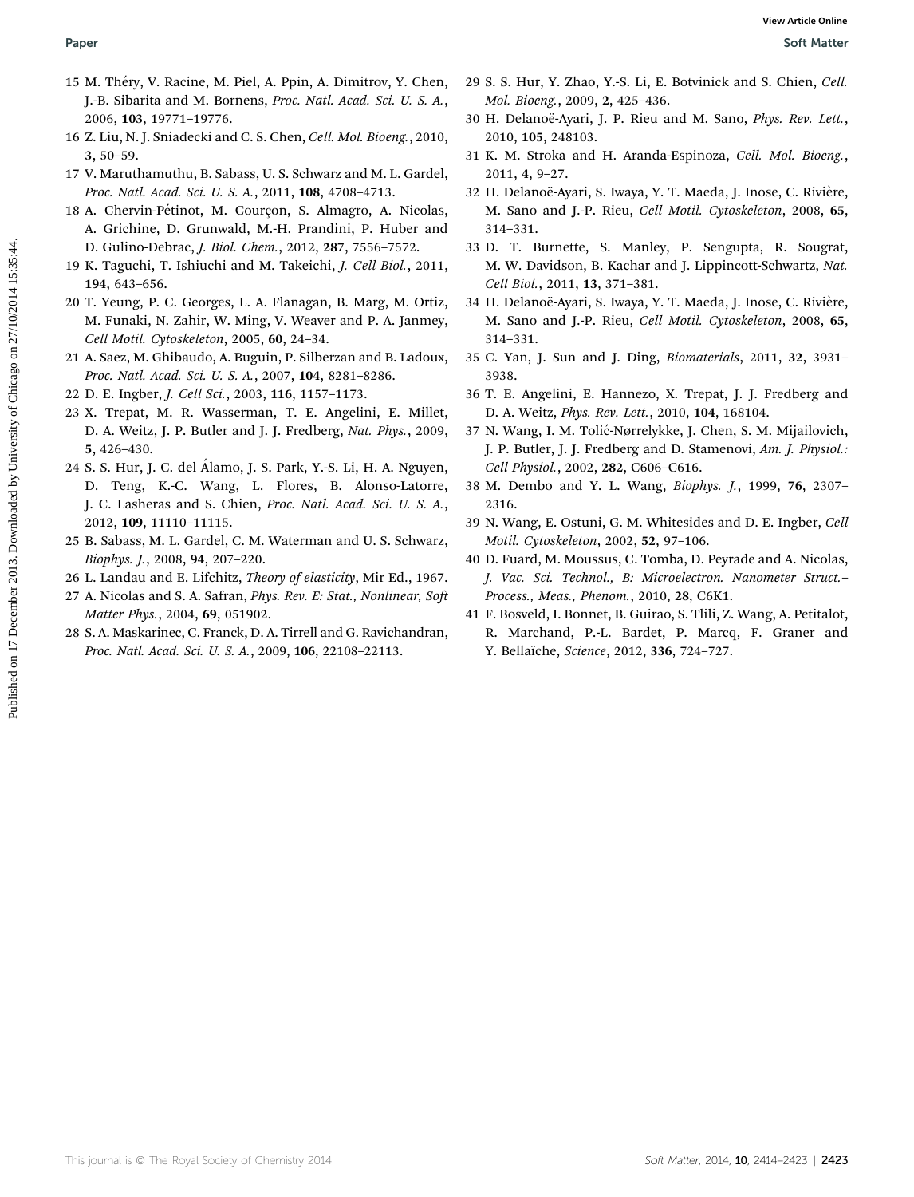15 M. Théry, V. Racine, M. Piel, A. Ppin, A. Dimitrov, Y. Chen, J.-B. Sibarita and M. Bornens, *Proc. Natl. Acad. Sci. U. S. A.*, 2006, **103**, 19771–19776.

16 Z. Liu, N. J. Sniadecki and C. S. Chen, *Cell. Mol. Bioeng.*, 2010, **3**, 50–59.

17 V. Maruthamuthu, B. Sabass, U. S. Schwarz and M. L. Gardel, *Proc. Natl. Acad. Sci. U. S. A.*, 2011, **108**, 4708–4713.

18 A. Chervin-Pétinot, M. Courçon, S. Almagro, A. Nicolas, A. Grichine, D. Grunwald, M.-H. Prandini, P. Huber and D. Gulino-Debrac, *J. Biol. Chem.*, 2012, **287**, 7556–7572.

19 K. Taguchi, T. Ishiuchi and M. Takeichi, *J. Cell Biol.*, 2011, **194**, 643–656.

20 T. Yeung, P. C. Georges, L. A. Flanagan, B. Marg, M. Ortiz, M. Funaki, N. Zahir, W. Ming, V. Weaver and P. A. Janmey, *Cell Motil. Cytoskeleton*, 2005, **60**, 24–34.

21 A. Saez, M. Ghibaudo, A. Buguin, P. Silberzan and B. Ladoux, *Proc. Natl. Acad. Sci. U. S. A.*, 2007, **104**, 8281–8286.

22 D. E. Ingber, *J. Cell Sci.*, 2003, **116**, 1157–1173.

23 X. Trepat, M. R. Wasserman, T. E. Angelini, E. Millet, D. A. Weitz, J. P. Butler and J. J. Fredberg, *Nat. Phys.*, 2009, **5**, 426–430.

24 S. S. Hur, J. C. del Álamo, J. S. Park, Y.-S. Li, H. A. Nguyen, D. Teng, K.-C. Wang, L. Flores, B. Alonso-Latorre, J. C. Lasheras and S. Chien, *Proc. Natl. Acad. Sci. U. S. A.*, 2012, **109**, 11110–11115.

25 B. Sabass, M. L. Gardel, C. M. Waterman and U. S. Schwarz, *Biophys. J.*, 2008, **94**, 207–220.

26 L. Landau and E. Lifchitz, *Theory of elasticity*, Mir Ed., 1967.

27 A. Nicolas and S. A. Safran, *Phys. Rev. E: Stat., Nonlinear, Soft Matter Phys.*, 2004, **69**, 051902.

28 S. A. Maskarinec, C. Franck, D. A. Tirrell and G. Ravichandran, *Proc. Natl. Acad. Sci. U. S. A.*, 2009, **106**, 22108–22113.

29 S. S. Hur, Y. Zhao, Y.-S. Li, E. Botvinick and S. Chien, *Cell. Mol. Bioeng.*, 2009, **2**, 425–436.

30 H. Delanoë-Ayari, J. P. Rieu and M. Sano, *Phys. Rev. Lett.*, 2010, **105**, 248103.

31 K. M. Stroka and H. Aranda-Espinoza, *Cell. Mol. Bioeng.*, 2011, **4**, 9–27.

32 H. Delanoë-Ayari, S. Iwaya, Y. T. Maeda, J. Inose, C. Rivière, M. Sano and J.-P. Rieu, *Cell Motil. Cytoskeleton*, 2008, **65**, 314–331.

33 D. T. Burnette, S. Manley, P. Sengupta, R. Sougrat, M. W. Davidson, B. Kachar and J. Lippincott-Schwartz, *Nat. Cell Biol.*, 2011, **13**, 371–381.

34 H. Delanoë-Ayari, S. Iwaya, Y. T. Maeda, J. Inose, C. Rivière, M. Sano and J.-P. Rieu, *Cell Motil. Cytoskeleton*, 2008, **65**, 314–331.

35 C. Yan, J. Sun and J. Ding, *Biomaterials*, 2011, **32**, 3931–3938.

36 T. E. Angelini, E. Hannezo, X. Trepat, J. J. Fredberg and D. A. Weitz, *Phys. Rev. Lett.*, 2010, **104**, 168104.

37 N. Wang, I. M. Tolić-Nørrelykke, J. Chen, S. M. Mijailovich, J. P. Butler, J. J. Fredberg and D. Stamenovi, *Am. J. Physiol.: Cell Physiol.*, 2002, **282**, C606–C616.

38 M. Dembo and Y. L. Wang, *Biophys. J.*, 1999, **76**, 2307–2316.

39 N. Wang, E. Ostuni, G. M. Whitesides and D. E. Ingber, *Cell Motil. Cytoskeleton*, 2002, **52**, 97–106.

40 D. Fuard, M. Moussus, C. Tomba, D. Peyrade and A. Nicolas, *J. Vac. Sci. Technol., B: Microelectron. Nanometer Struct.–Process., Meas., Phenom.*, 2010, **28**, C6K1.

41 F. Bosveld, I. Bonnet, B. Guirao, S. Tlili, Z. Wang, A. Petitalot, R. Marchand, P.-L. Bardet, P. Marcq, F. Graner and Y. Bellaïche, *Science*, 2012, **336**, 724–727.